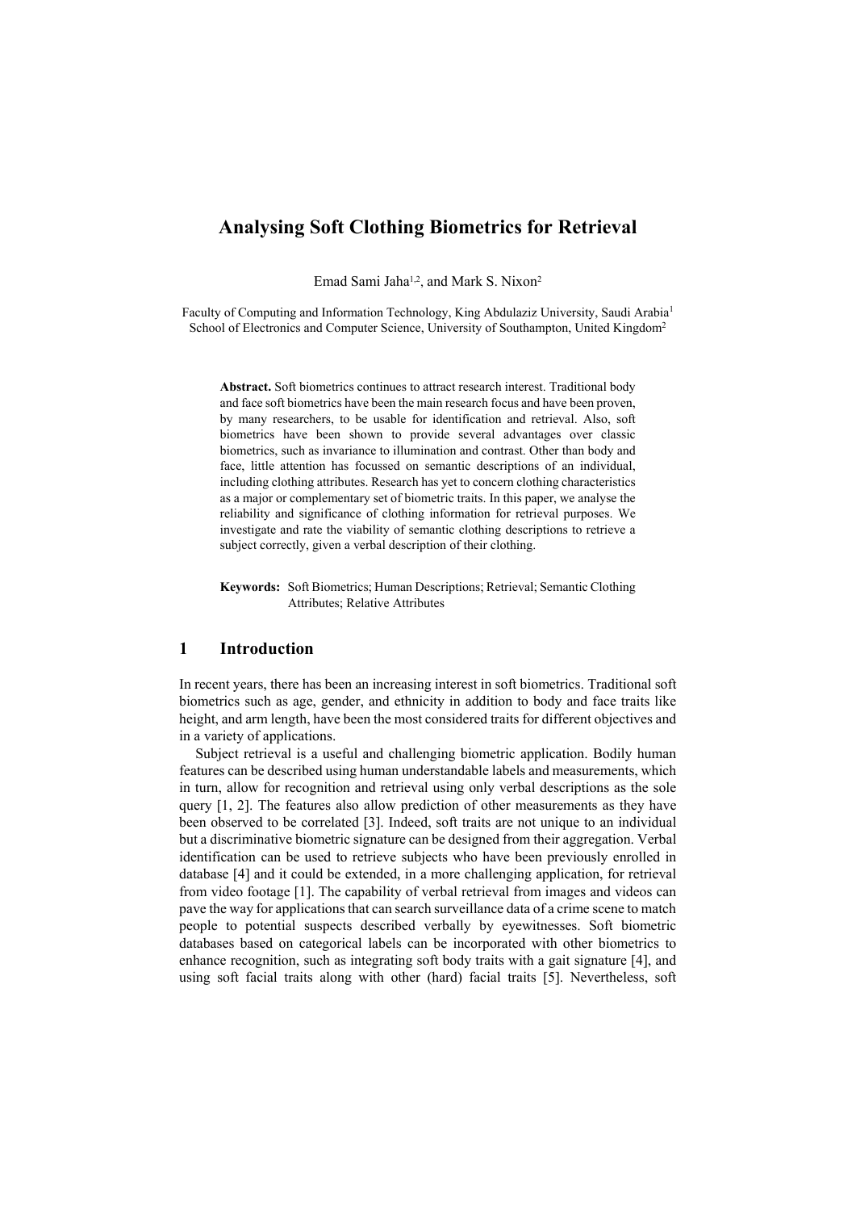# Analysing Soft Clothing Biometrics for Retrieval

Emad Sami Jaha[1,2], and Mark S. Nixon[2]

Faculty of Computing and Information Technology, King Abdulaziz University, Saudi Arabia[1]
School of Electronics and Computer Science, University of Southampton, United Kingdom[2]

**Abstract.** Soft biometrics continues to attract research interest. Traditional body and face soft biometrics have been the main research focus and have been proven, by many researchers, to be usable for identification and retrieval. Also, soft biometrics have been shown to provide several advantages over classic biometrics, such as invariance to illumination and contrast. Other than body and face, little attention has focussed on semantic descriptions of an individual, including clothing attributes. Research has yet to concern clothing characteristics as a major or complementary set of biometric traits. In this paper, we analyse the reliability and significance of clothing information for retrieval purposes. We investigate and rate the viability of semantic clothing descriptions to retrieve a subject correctly, given a verbal description of their clothing.

**Keywords:** Soft Biometrics; Human Descriptions; Retrieval; Semantic Clothing Attributes; Relative Attributes

## 1 Introduction

In recent years, there has been an increasing interest in soft biometrics. Traditional soft biometrics such as age, gender, and ethnicity in addition to body and face traits like height, and arm length, have been the most considered traits for different objectives and in a variety of applications.

Subject retrieval is a useful and challenging biometric application. Bodily human features can be described using human understandable labels and measurements, which in turn, allow for recognition and retrieval using only verbal descriptions as the sole query [1, 2]. The features also allow prediction of other measurements as they have been observed to be correlated [3]. Indeed, soft traits are not unique to an individual but a discriminative biometric signature can be designed from their aggregation. Verbal identification can be used to retrieve subjects who have been previously enrolled in database [4] and it could be extended, in a more challenging application, for retrieval from video footage [1]. The capability of verbal retrieval from images and videos can pave the way for applications that can search surveillance data of a crime scene to match people to potential suspects described verbally by eyewitnesses. Soft biometric databases based on categorical labels can be incorporated with other biometrics to enhance recognition, such as integrating soft body traits with a gait signature [4], and using soft facial traits along with other (hard) facial traits [5]. Nevertheless, soft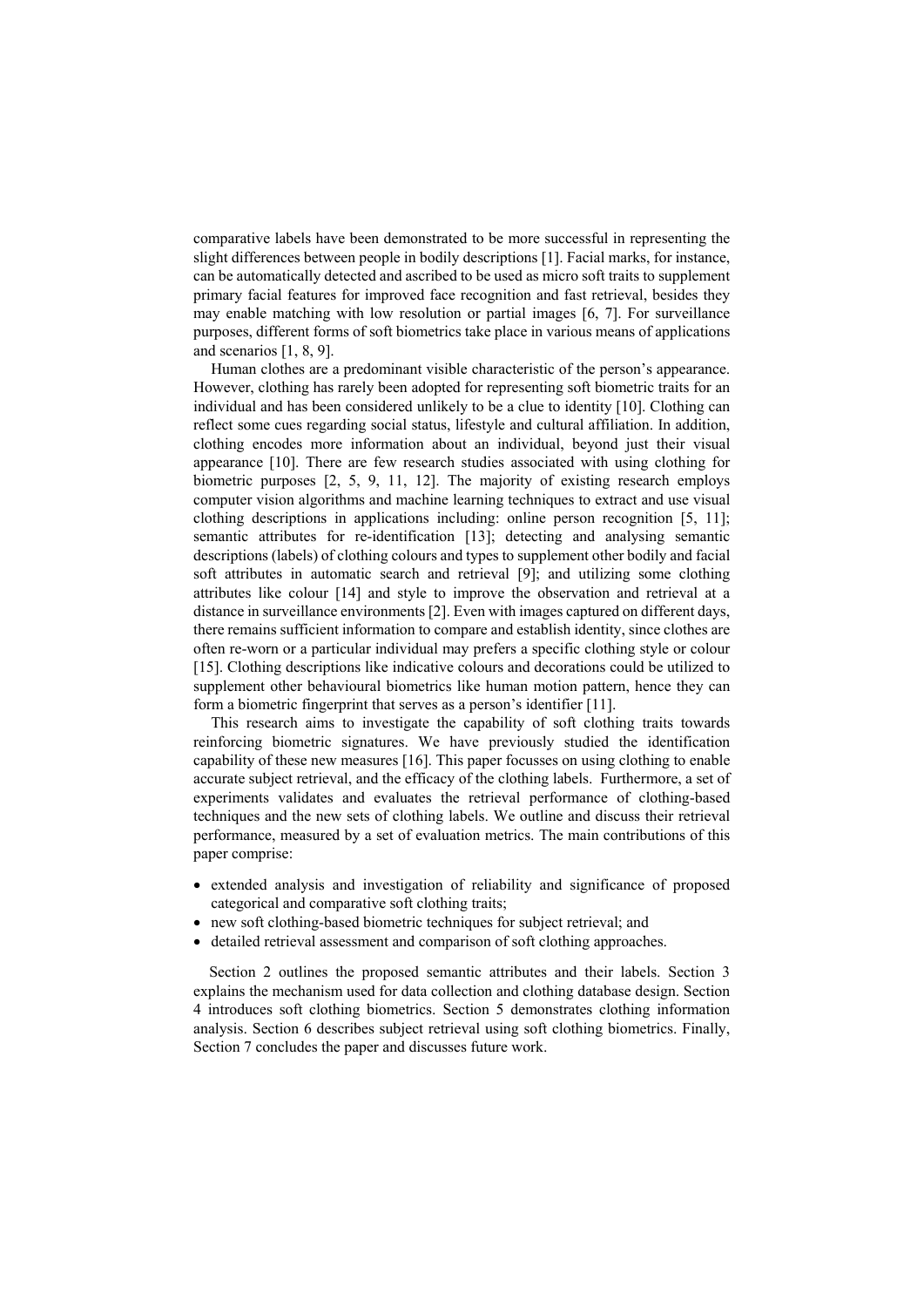comparative labels have been demonstrated to be more successful in representing the slight differences between people in bodily descriptions [1]. Facial marks, for instance, can be automatically detected and ascribed to be used as micro soft traits to supplement primary facial features for improved face recognition and fast retrieval, besides they may enable matching with low resolution or partial images [6, 7]. For surveillance purposes, different forms of soft biometrics take place in various means of applications and scenarios [1, 8, 9].

Human clothes are a predominant visible characteristic of the person's appearance. However, clothing has rarely been adopted for representing soft biometric traits for an individual and has been considered unlikely to be a clue to identity [10]. Clothing can reflect some cues regarding social status, lifestyle and cultural affiliation. In addition, clothing encodes more information about an individual, beyond just their visual appearance [10]. There are few research studies associated with using clothing for biometric purposes [2, 5, 9, 11, 12]. The majority of existing research employs computer vision algorithms and machine learning techniques to extract and use visual clothing descriptions in applications including: online person recognition [5, 11]; semantic attributes for re-identification [13]; detecting and analysing semantic descriptions (labels) of clothing colours and types to supplement other bodily and facial soft attributes in automatic search and retrieval [9]; and utilizing some clothing attributes like colour [14] and style to improve the observation and retrieval at a distance in surveillance environments [2]. Even with images captured on different days, there remains sufficient information to compare and establish identity, since clothes are often re-worn or a particular individual may prefers a specific clothing style or colour [15]. Clothing descriptions like indicative colours and decorations could be utilized to supplement other behavioural biometrics like human motion pattern, hence they can form a biometric fingerprint that serves as a person's identifier [11].

This research aims to investigate the capability of soft clothing traits towards reinforcing biometric signatures. We have previously studied the identification capability of these new measures [16]. This paper focusses on using clothing to enable accurate subject retrieval, and the efficacy of the clothing labels. Furthermore, a set of experiments validates and evaluates the retrieval performance of clothing-based techniques and the new sets of clothing labels. We outline and discuss their retrieval performance, measured by a set of evaluation metrics. The main contributions of this paper comprise:

- extended analysis and investigation of reliability and significance of proposed categorical and comparative soft clothing traits;
- new soft clothing-based biometric techniques for subject retrieval; and
- detailed retrieval assessment and comparison of soft clothing approaches.

Section 2 outlines the proposed semantic attributes and their labels. Section 3 explains the mechanism used for data collection and clothing database design. Section 4 introduces soft clothing biometrics. Section 5 demonstrates clothing information analysis. Section 6 describes subject retrieval using soft clothing biometrics. Finally, Section 7 concludes the paper and discusses future work.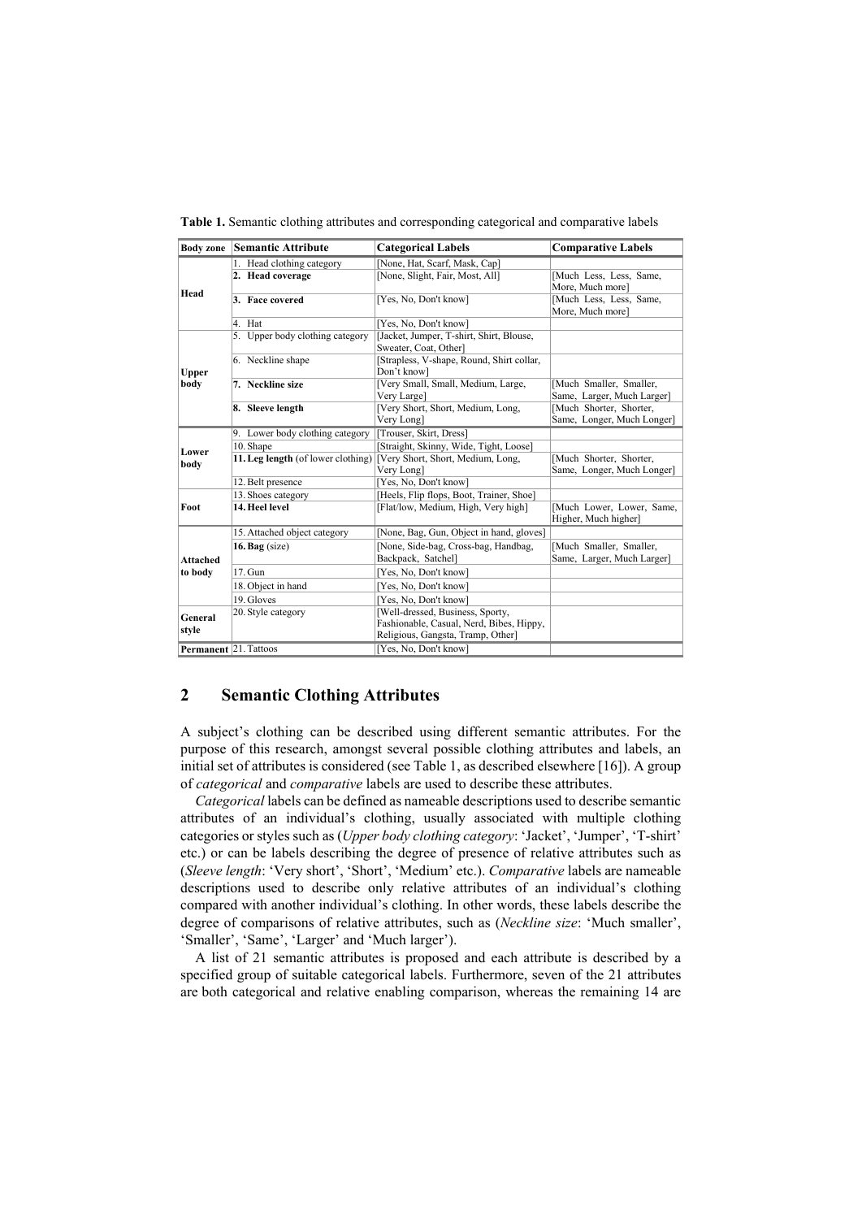**Table 1.** Semantic clothing attributes and corresponding categorical and comparative labels

| Body zone | Semantic Attribute | Categorical Labels | Comparative Labels |
|---|---|---|---|
| Head | 1. Head clothing category | [None, Hat, Scarf, Mask, Cap] | |
| | **2. Head coverage** | [None, Slight, Fair, Most, All] | [Much Less, Less, Same, More, Much more] |
| | **3. Face covered** | [Yes, No, Don't know] | [Much Less, Less, Same, More, Much more] |
| | 4. Hat | [Yes, No, Don't know] | |
| Upper body | 5. Upper body clothing category | [Jacket, Jumper, T-shirt, Shirt, Blouse, Sweater, Coat, Other] | |
| | 6. Neckline shape | [Strapless, V-shape, Round, Shirt collar, Don't know] | |
| | **7. Neckline size** | [Very Small, Small, Medium, Large, Very Large] | [Much Smaller, Smaller, Same, Larger, Much Larger] |
| | **8. Sleeve length** | [Very Short, Short, Medium, Long, Very Long] | [Much Shorter, Shorter, Same, Longer, Much Longer] |
| Lower body | 9. Lower body clothing category | [Trouser, Skirt, Dress] | |
| | 10. Shape | [Straight, Skinny, Wide, Tight, Loose] | |
| | **11. Leg length** (of lower clothing) | [Very Short, Short, Medium, Long, Very Long] | [Much Shorter, Shorter, Same, Longer, Much Longer] |
| | 12. Belt presence | [Yes, No, Don't know] | |
| Foot | 13. Shoes category | [Heels, Flip flops, Boot, Trainer, Shoe] | |
| | **14. Heel level** | [Flat/low, Medium, High, Very high] | [Much Lower, Lower, Same, Higher, Much higher] |
| Attached to body | 15. Attached object category | [None, Bag, Gun, Object in hand, gloves] | |
| | **16. Bag** (size) | [None, Side-bag, Cross-bag, Handbag, Backpack, Satchel] | [Much Smaller, Smaller, Same, Larger, Much Larger] |
| | 17. Gun | [Yes, No, Don't know] | |
| | 18. Object in hand | [Yes, No, Don't know] | |
| | 19. Gloves | [Yes, No, Don't know] | |
| General style | 20. Style category | [Well-dressed, Business, Sporty, Fashionable, Casual, Nerd, Bibes, Hippy, Religious, Gangsta, Tramp, Other] | |
| Permanent | 21. Tattoos | [Yes, No, Don't know] | |

## 2 Semantic Clothing Attributes

A subject's clothing can be described using different semantic attributes. For the purpose of this research, amongst several possible clothing attributes and labels, an initial set of attributes is considered (see Table 1, as described elsewhere [16]). A group of *categorical* and *comparative* labels are used to describe these attributes.

*Categorical* labels can be defined as nameable descriptions used to describe semantic attributes of an individual's clothing, usually associated with multiple clothing categories or styles such as (*Upper body clothing category*: 'Jacket', 'Jumper', 'T-shirt' etc.) or can be labels describing the degree of presence of relative attributes such as (*Sleeve length*: 'Very short', 'Short', 'Medium' etc.). *Comparative* labels are nameable descriptions used to describe only relative attributes of an individual's clothing compared with another individual's clothing. In other words, these labels describe the degree of comparisons of relative attributes, such as (*Neckline size*: 'Much smaller', 'Smaller', 'Same', 'Larger' and 'Much larger').

A list of 21 semantic attributes is proposed and each attribute is described by a specified group of suitable categorical labels. Furthermore, seven of the 21 attributes are both categorical and relative enabling comparison, whereas the remaining 14 are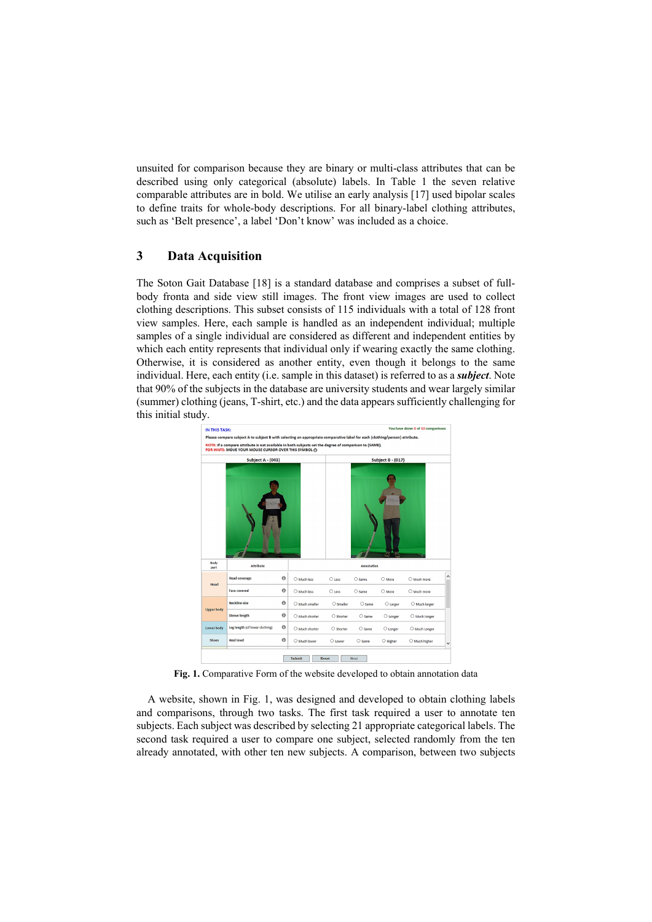unsuited for comparison because they are binary or multi-class attributes that can be described using only categorical (absolute) labels. In Table 1 the seven relative comparable attributes are in bold. We utilise an early analysis [17] used bipolar scales to define traits for whole-body descriptions. For all binary-label clothing attributes, such as 'Belt presence', a label 'Don't know' was included as a choice.

## 3 Data Acquisition

The Soton Gait Database [18] is a standard database and comprises a subset of full-body fronta and side view still images. The front view images are used to collect clothing descriptions. This subset consists of 115 individuals with a total of 128 front view samples. Here, each sample is handled as an independent individual; multiple samples of a single individual are considered as different and independent entities by which each entity represents that individual only if wearing exactly the same clothing. Otherwise, it is considered as another entity, even though it belongs to the same individual. Here, each entity (i.e. sample in this dataset) is referred to as a ***subject***. Note that 90% of the subjects in the database are university students and wear largely similar (summer) clothing (jeans, T-shirt, etc.) and the data appears sufficiently challenging for this initial study.

**Fig. 1.** Comparative Form of the website developed to obtain annotation data

A website, shown in Fig. 1, was designed and developed to obtain clothing labels and comparisons, through two tasks. The first task required a user to annotate ten subjects. Each subject was described by selecting 21 appropriate categorical labels. The second task required a user to compare one subject, selected randomly from the ten already annotated, with other ten new subjects. A comparison, between two subjects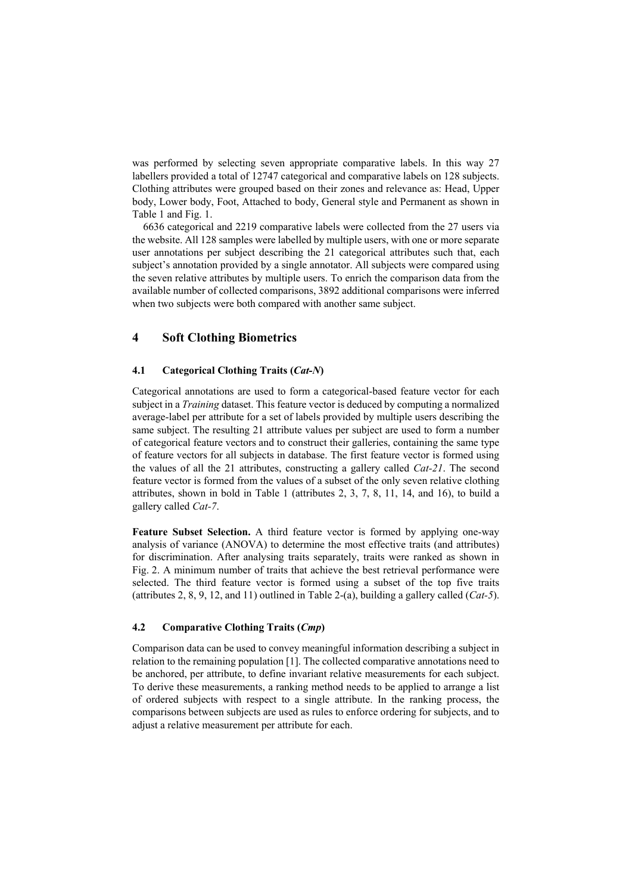was performed by selecting seven appropriate comparative labels. In this way 27 labellers provided a total of 12747 categorical and comparative labels on 128 subjects. Clothing attributes were grouped based on their zones and relevance as: Head, Upper body, Lower body, Foot, Attached to body, General style and Permanent as shown in Table 1 and Fig. 1.

6636 categorical and 2219 comparative labels were collected from the 27 users via the website. All 128 samples were labelled by multiple users, with one or more separate user annotations per subject describing the 21 categorical attributes such that, each subject's annotation provided by a single annotator. All subjects were compared using the seven relative attributes by multiple users. To enrich the comparison data from the available number of collected comparisons, 3892 additional comparisons were inferred when two subjects were both compared with another same subject.

## 4 Soft Clothing Biometrics

### 4.1 Categorical Clothing Traits (*Cat-N*)

Categorical annotations are used to form a categorical-based feature vector for each subject in a *Training* dataset. This feature vector is deduced by computing a normalized average-label per attribute for a set of labels provided by multiple users describing the same subject. The resulting 21 attribute values per subject are used to form a number of categorical feature vectors and to construct their galleries, containing the same type of feature vectors for all subjects in database. The first feature vector is formed using the values of all the 21 attributes, constructing a gallery called *Cat-21*. The second feature vector is formed from the values of a subset of the only seven relative clothing attributes, shown in bold in Table 1 (attributes 2, 3, 7, 8, 11, 14, and 16), to build a gallery called *Cat-7*.

**Feature Subset Selection.** A third feature vector is formed by applying one-way analysis of variance (ANOVA) to determine the most effective traits (and attributes) for discrimination. After analysing traits separately, traits were ranked as shown in Fig. 2. A minimum number of traits that achieve the best retrieval performance were selected. The third feature vector is formed using a subset of the top five traits (attributes 2, 8, 9, 12, and 11) outlined in Table 2-(a), building a gallery called (*Cat-5*).

### 4.2 Comparative Clothing Traits (*Cmp*)

Comparison data can be used to convey meaningful information describing a subject in relation to the remaining population [1]. The collected comparative annotations need to be anchored, per attribute, to define invariant relative measurements for each subject. To derive these measurements, a ranking method needs to be applied to arrange a list of ordered subjects with respect to a single attribute. In the ranking process, the comparisons between subjects are used as rules to enforce ordering for subjects, and to adjust a relative measurement per attribute for each.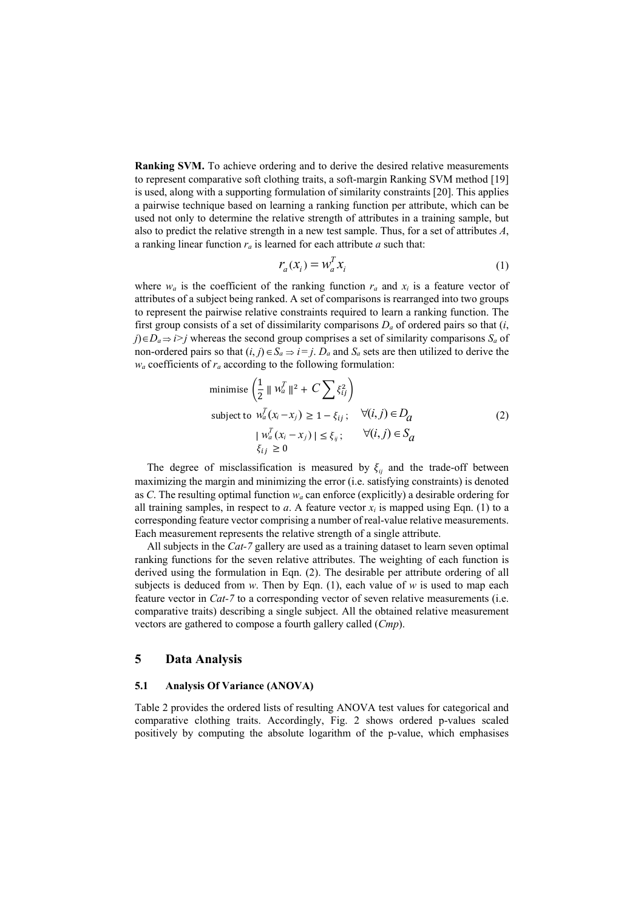**Ranking SVM.** To achieve ordering and to derive the desired relative measurements to represent comparative soft clothing traits, a soft-margin Ranking SVM method [19] is used, along with a supporting formulation of similarity constraints [20]. This applies a pairwise technique based on learning a ranking function per attribute, which can be used not only to determine the relative strength of attributes in a training sample, but also to predict the relative strength in a new test sample. Thus, for a set of attributes $A$, a ranking linear function $r_a$ is learned for each attribute $a$ such that:

$$r_a(x_i) = w_a^T x_i \tag{1}$$

where $w_a$ is the coefficient of the ranking function $r_a$ and $x_i$ is a feature vector of attributes of a subject being ranked. A set of comparisons is rearranged into two groups to represent the pairwise relative constraints required to learn a ranking function. The first group consists of a set of dissimilarity comparisons $D_a$ of ordered pairs so that $(i, j) \in D_a \Rightarrow i > j$ whereas the second group comprises a set of similarity comparisons $S_a$ of non-ordered pairs so that $(i, j) \in S_a \Rightarrow i = j$. $D_a$ and $S_a$ sets are then utilized to derive the $w_a$ coefficients of $r_a$ according to the following formulation:

$$\begin{aligned} &\text{minimise } \left(\frac{1}{2} \| w_a^T \|^2 + C \sum \xi_{ij}^2\right) \\ &\text{subject to } w_a^T(x_i - x_j) \geq 1 - \xi_{ij}; \quad \forall (i,j) \in D_a \\ &\qquad |w_a^T(x_i - x_j)| \leq \xi_{ij}; \quad \forall (i,j) \in S_a \\ &\qquad \xi_{ij} \geq 0 \end{aligned} \tag{2}$$

The degree of misclassification is measured by $\xi_{ij}$ and the trade-off between maximizing the margin and minimizing the error (i.e. satisfying constraints) is denoted as $C$. The resulting optimal function $w_a$ can enforce (explicitly) a desirable ordering for all training samples, in respect to $a$. A feature vector $x_i$ is mapped using Eqn. (1) to a corresponding feature vector comprising a number of real-value relative measurements. Each measurement represents the relative strength of a single attribute.

All subjects in the *Cat-7* gallery are used as a training dataset to learn seven optimal ranking functions for the seven relative attributes. The weighting of each function is derived using the formulation in Eqn. (2). The desirable per attribute ordering of all subjects is deduced from $w$. Then by Eqn. (1), each value of $w$ is used to map each feature vector in *Cat-7* to a corresponding vector of seven relative measurements (i.e. comparative traits) describing a single subject. All the obtained relative measurement vectors are gathered to compose a fourth gallery called (*Cmp*).

# 5 Data Analysis

## 5.1 Analysis Of Variance (ANOVA)

Table 2 provides the ordered lists of resulting ANOVA test values for categorical and comparative clothing traits. Accordingly, Fig. 2 shows ordered p-values scaled positively by computing the absolute logarithm of the p-value, which emphasises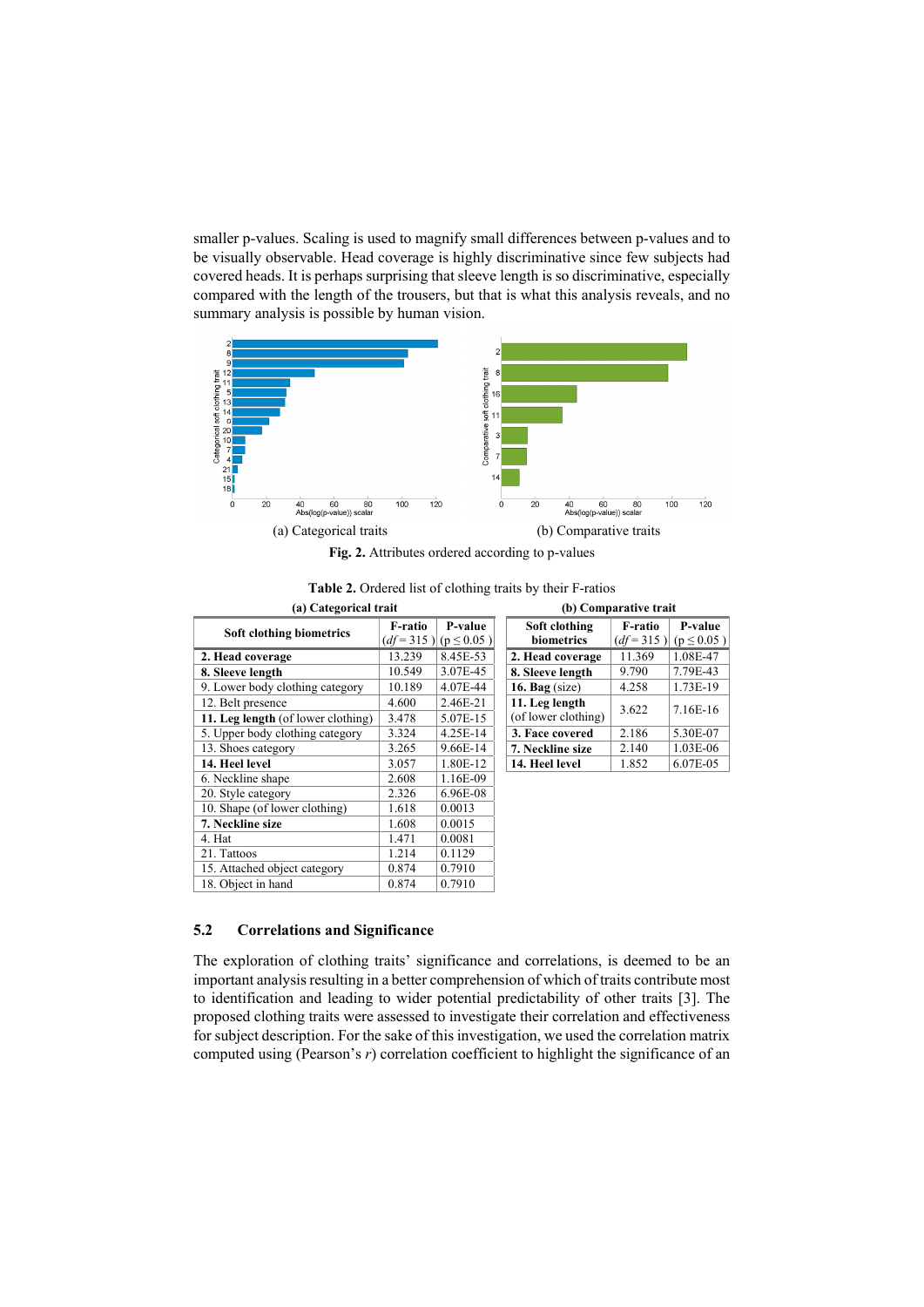smaller p-values. Scaling is used to magnify small differences between p-values and to be visually observable. Head coverage is highly discriminative since few subjects had covered heads. It is perhaps surprising that sleeve length is so discriminative, especially compared with the length of the trousers, but that is what this analysis reveals, and no summary analysis is possible by human vision.

(a) Categorical traits (b) Comparative traits

**Fig. 2.** Attributes ordered according to p-values

**Table 2.** Ordered list of clothing traits by their F-ratios

**(a) Categorical trait**

| Soft clothing biometrics | F-ratio ($df = 315$) | P-value ($p \leq 0.05$) |
|---|---|---|
| **2. Head coverage** | 13.239 | 8.45E-53 |
| **8. Sleeve length** | 10.549 | 3.07E-45 |
| 9. Lower body clothing category | 10.189 | 4.07E-44 |
| 12. Belt presence | 4.600 | 2.46E-21 |
| **11. Leg length** (of lower clothing) | 3.478 | 5.07E-15 |
| 5. Upper body clothing category | 3.324 | 4.25E-14 |
| 13. Shoes category | 3.265 | 9.66E-14 |
| **14. Heel level** | 3.057 | 1.80E-12 |
| 6. Neckline shape | 2.608 | 1.16E-09 |
| 20. Style category | 2.326 | 6.96E-08 |
| 10. Shape (of lower clothing) | 1.618 | 0.0013 |
| **7. Neckline size** | 1.608 | 0.0015 |
| 4. Hat | 1.471 | 0.0081 |
| 21. Tattoos | 1.214 | 0.1129 |
| 15. Attached object category | 0.874 | 0.7910 |
| 18. Object in hand | 0.874 | 0.7910 |

**(b) Comparative trait**

| Soft clothing biometrics | F-ratio ($df = 315$) | P-value ($p \leq 0.05$) |
|---|---|---|
| **2. Head coverage** | 11.369 | 1.08E-47 |
| **8. Sleeve length** | 9.790 | 7.79E-43 |
| **16. Bag** (size) | 4.258 | 1.73E-19 |
| **11. Leg length** (of lower clothing) | 3.622 | 7.16E-16 |
| **3. Face covered** | 2.186 | 5.30E-07 |
| **7. Neckline size** | 2.140 | 1.03E-06 |
| **14. Heel level** | 1.852 | 6.07E-05 |

## 5.2 Correlations and Significance

The exploration of clothing traits' significance and correlations, is deemed to be an important analysis resulting in a better comprehension of which of traits contribute most to identification and leading to wider potential predictability of other traits [3]. The proposed clothing traits were assessed to investigate their correlation and effectiveness for subject description. For the sake of this investigation, we used the correlation matrix computed using (Pearson's $r$) correlation coefficient to highlight the significance of an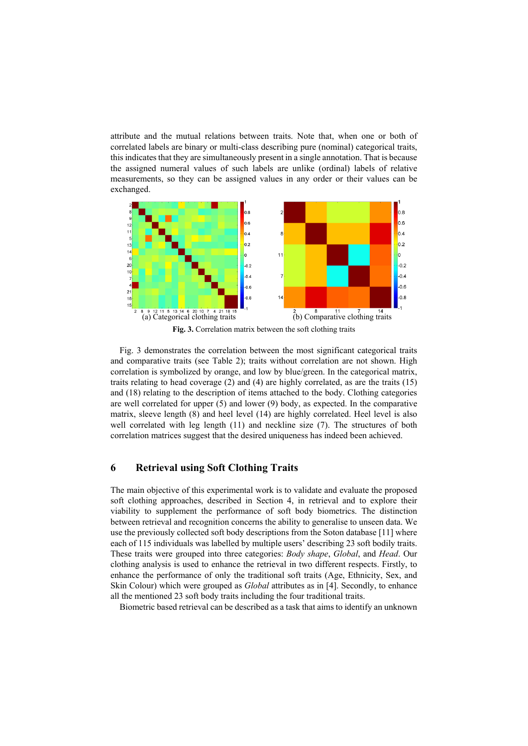attribute and the mutual relations between traits. Note that, when one or both of correlated labels are binary or multi-class describing pure (nominal) categorical traits, this indicates that they are simultaneously present in a single annotation. That is because the assigned numeral values of such labels are unlike (ordinal) labels of relative measurements, so they can be assigned values in any order or their values can be exchanged.

(a) Categorical clothing traits

(b) Comparative clothing traits

**Fig. 3.** Correlation matrix between the soft clothing traits

Fig. 3 demonstrates the correlation between the most significant categorical traits and comparative traits (see Table 2); traits without correlation are not shown. High correlation is symbolized by orange, and low by blue/green. In the categorical matrix, traits relating to head coverage (2) and (4) are highly correlated, as are the traits (15) and (18) relating to the description of items attached to the body. Clothing categories are well correlated for upper (5) and lower (9) body, as expected. In the comparative matrix, sleeve length (8) and heel level (14) are highly correlated. Heel level is also well correlated with leg length (11) and neckline size (7). The structures of both correlation matrices suggest that the desired uniqueness has indeed been achieved.

## 6 Retrieval using Soft Clothing Traits

The main objective of this experimental work is to validate and evaluate the proposed soft clothing approaches, described in Section 4, in retrieval and to explore their viability to supplement the performance of soft body biometrics. The distinction between retrieval and recognition concerns the ability to generalise to unseen data. We use the previously collected soft body descriptions from the Soton database [11] where each of 115 individuals was labelled by multiple users' describing 23 soft bodily traits. These traits were grouped into three categories: *Body shape*, *Global*, and *Head*. Our clothing analysis is used to enhance the retrieval in two different respects. Firstly, to enhance the performance of only the traditional soft traits (Age, Ethnicity, Sex, and Skin Colour) which were grouped as *Global* attributes as in [4]. Secondly, to enhance all the mentioned 23 soft body traits including the four traditional traits.

Biometric based retrieval can be described as a task that aims to identify an unknown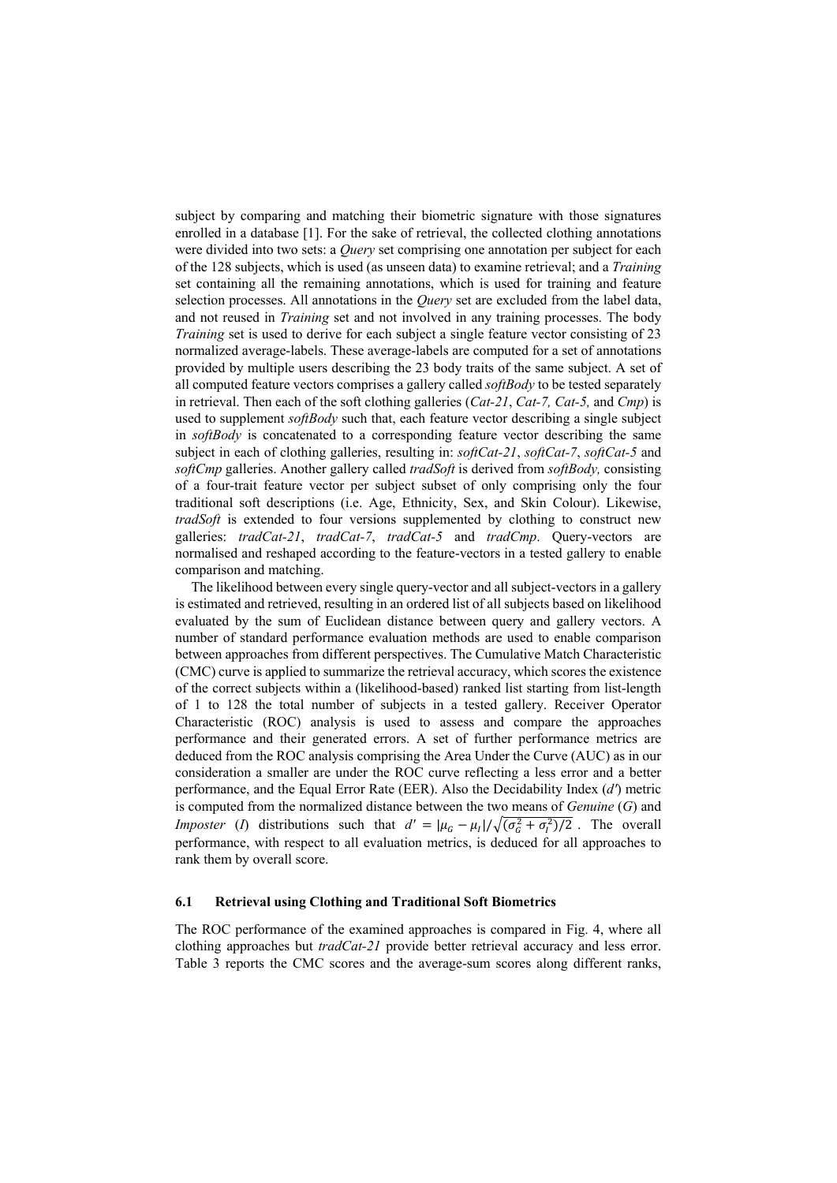subject by comparing and matching their biometric signature with those signatures enrolled in a database [1]. For the sake of retrieval, the collected clothing annotations were divided into two sets: a *Query* set comprising one annotation per subject for each of the 128 subjects, which is used (as unseen data) to examine retrieval; and a *Training* set containing all the remaining annotations, which is used for training and feature selection processes. All annotations in the *Query* set are excluded from the label data, and not reused in *Training* set and not involved in any training processes. The body *Training* set is used to derive for each subject a single feature vector consisting of 23 normalized average-labels. These average-labels are computed for a set of annotations provided by multiple users describing the 23 body traits of the same subject. A set of all computed feature vectors comprises a gallery called *softBody* to be tested separately in retrieval. Then each of the soft clothing galleries (*Cat-21*, *Cat-7, Cat-5,* and *Cmp*) is used to supplement *softBody* such that, each feature vector describing a single subject in *softBody* is concatenated to a corresponding feature vector describing the same subject in each of clothing galleries, resulting in: *softCat-21*, *softCat-7*, *softCat-5* and *softCmp* galleries. Another gallery called *tradSoft* is derived from *softBody,* consisting of a four-trait feature vector per subject subset of only comprising only the four traditional soft descriptions (i.e. Age, Ethnicity, Sex, and Skin Colour). Likewise, *tradSoft* is extended to four versions supplemented by clothing to construct new galleries: *tradCat-21*, *tradCat-7*, *tradCat-5* and *tradCmp*. Query-vectors are normalised and reshaped according to the feature-vectors in a tested gallery to enable comparison and matching.

The likelihood between every single query-vector and all subject-vectors in a gallery is estimated and retrieved, resulting in an ordered list of all subjects based on likelihood evaluated by the sum of Euclidean distance between query and gallery vectors. A number of standard performance evaluation methods are used to enable comparison between approaches from different perspectives. The Cumulative Match Characteristic (CMC) curve is applied to summarize the retrieval accuracy, which scores the existence of the correct subjects within a (likelihood-based) ranked list starting from list-length of 1 to 128 the total number of subjects in a tested gallery. Receiver Operator Characteristic (ROC) analysis is used to assess and compare the approaches performance and their generated errors. A set of further performance metrics are deduced from the ROC analysis comprising the Area Under the Curve (AUC) as in our consideration a smaller are under the ROC curve reflecting a less error and a better performance, and the Equal Error Rate (EER). Also the Decidability Index ($d'$) metric is computed from the normalized distance between the two means of *Genuine* ($G$) and *Imposter* ($I$) distributions such that $d' = |\mu_G - \mu_I| / \sqrt{(\sigma_G^2 + \sigma_I^2)/2}$ . The overall performance, with respect to all evaluation metrics, is deduced for all approaches to rank them by overall score.

### 6.1 Retrieval using Clothing and Traditional Soft Biometrics

The ROC performance of the examined approaches is compared in Fig. 4, where all clothing approaches but *tradCat-21* provide better retrieval accuracy and less error. Table 3 reports the CMC scores and the average-sum scores along different ranks,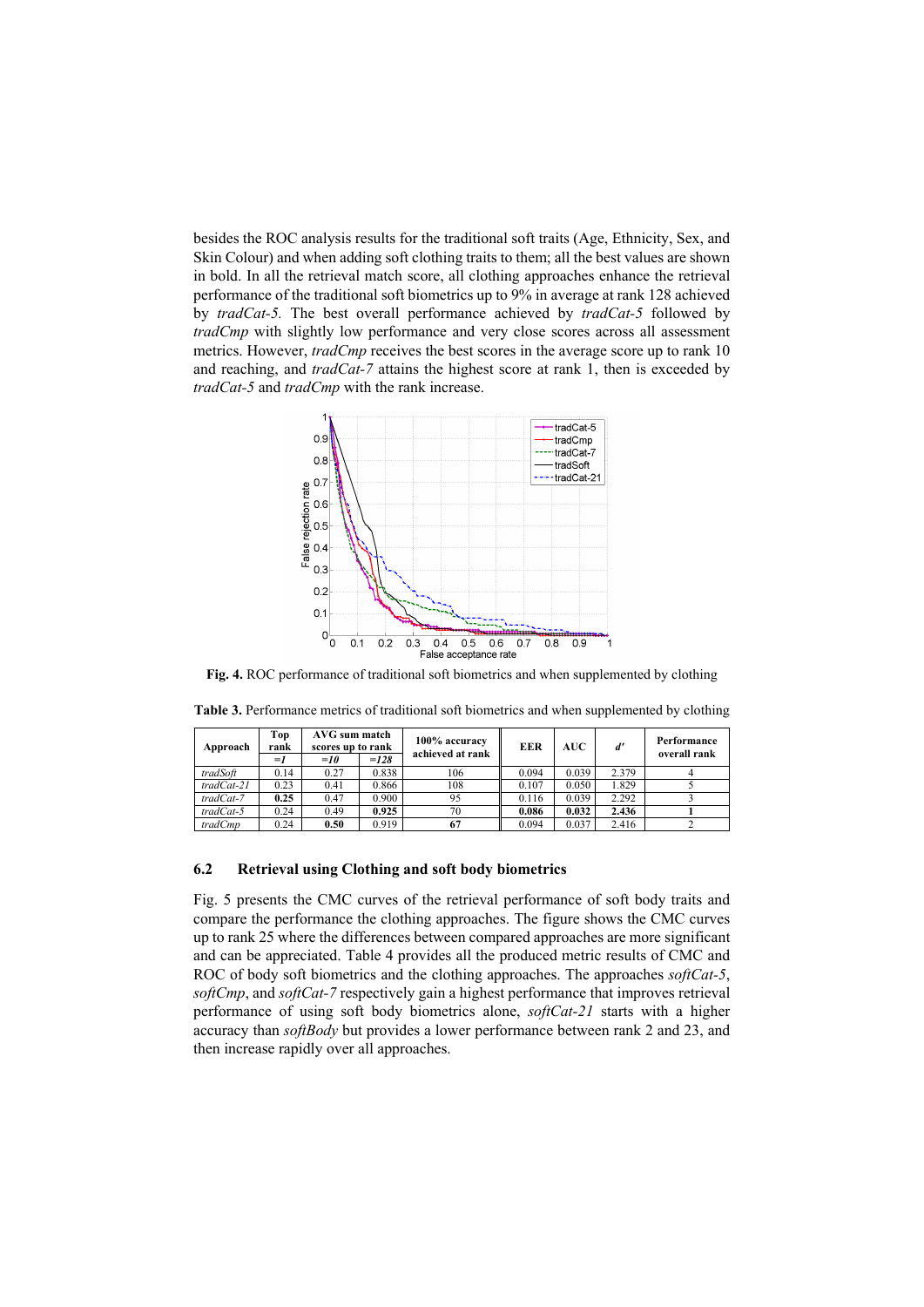besides the ROC analysis results for the traditional soft traits (Age, Ethnicity, Sex, and Skin Colour) and when adding soft clothing traits to them; all the best values are shown in bold. In all the retrieval match score, all clothing approaches enhance the retrieval performance of the traditional soft biometrics up to 9% in average at rank 128 achieved by *tradCat-5*. The best overall performance achieved by *tradCat-5* followed by *tradCmp* with slightly low performance and very close scores across all assessment metrics. However, *tradCmp* receives the best scores in the average score up to rank 10 and reaching, and *tradCat-7* attains the highest score at rank 1, then is exceeded by *tradCat-5* and *tradCmp* with the rank increase.

**Fig. 4.** ROC performance of traditional soft biometrics and when supplemented by clothing

**Table 3.** Performance metrics of traditional soft biometrics and when supplemented by clothing

| Approach | Top rank | AVG sum match scores up to rank | | 100% accuracy achieved at rank | EER | AUC | *d'* | Performance overall rank |
|---|---|---|---|---|---|---|---|---|
| | *=1* | *=10* | *=128* | | | | | |
| *tradSoft* | 0.14 | 0.27 | 0.838 | 106 | 0.094 | 0.039 | 2.379 | 4 |
| *tradCat-21* | 0.23 | 0.41 | 0.866 | 108 | 0.107 | 0.050 | 1.829 | 5 |
| *tradCat-7* | **0.25** | 0.47 | 0.900 | 95 | 0.116 | 0.039 | 2.292 | 3 |
| *tradCat-5* | 0.24 | 0.49 | **0.925** | 70 | **0.086** | **0.032** | **2.436** | **1** |
| *tradCmp* | 0.24 | **0.50** | 0.919 | **67** | 0.094 | 0.037 | 2.416 | 2 |

### 6.2 Retrieval using Clothing and soft body biometrics

Fig. 5 presents the CMC curves of the retrieval performance of soft body traits and compare the performance the clothing approaches. The figure shows the CMC curves up to rank 25 where the differences between compared approaches are more significant and can be appreciated. Table 4 provides all the produced metric results of CMC and ROC of body soft biometrics and the clothing approaches. The approaches *softCat-5*, *softCmp*, and *softCat-7* respectively gain a highest performance that improves retrieval performance of using soft body biometrics alone, *softCat-21* starts with a higher accuracy than *softBody* but provides a lower performance between rank 2 and 23, and then increase rapidly over all approaches.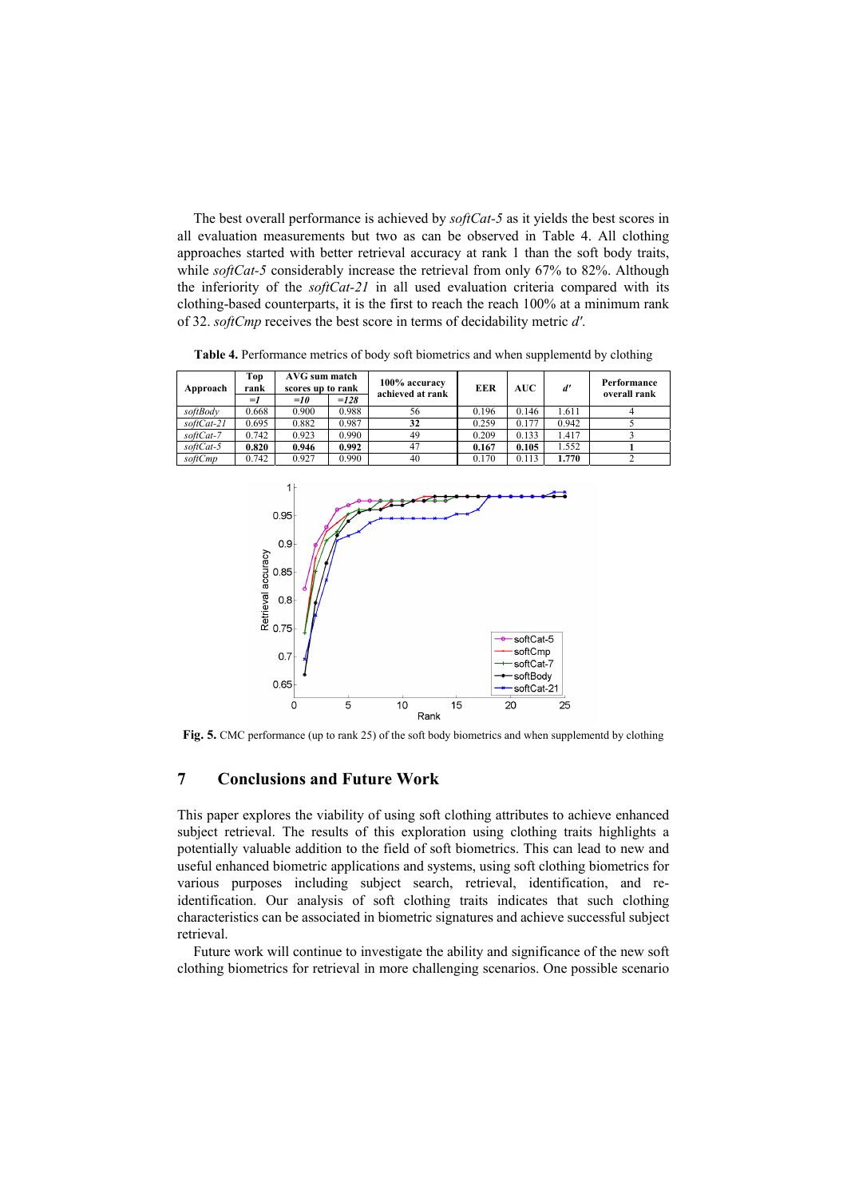The best overall performance is achieved by *softCat-5* as it yields the best scores in all evaluation measurements but two as can be observed in Table 4. All clothing approaches started with better retrieval accuracy at rank 1 than the soft body traits, while *softCat-5* considerably increase the retrieval from only 67% to 82%. Although the inferiority of the *softCat-21* in all used evaluation criteria compared with its clothing-based counterparts, it is the first to reach the reach 100% at a minimum rank of 32. *softCmp* receives the best score in terms of decidability metric *d'*.

**Table 4.** Performance metrics of body soft biometrics and when supplementd by clothing

| Approach | Top rank | AVG sum match scores up to rank | | 100% accuracy achieved at rank | EER | AUC | *d'* | Performance overall rank |
|---|---|---|---|---|---|---|---|---|
| | *=1* | *=10* | *=128* | | | | | |
| *softBody* | 0.668 | 0.900 | 0.988 | 56 | 0.196 | 0.146 | 1.611 | 4 |
| *softCat-21* | 0.695 | 0.882 | 0.987 | **32** | 0.259 | 0.177 | 0.942 | 5 |
| *softCat-7* | 0.742 | 0.923 | 0.990 | 49 | 0.209 | 0.133 | 1.417 | 3 |
| *softCat-5* | **0.820** | **0.946** | **0.992** | 47 | **0.167** | **0.105** | 1.552 | **1** |
| *softCmp* | 0.742 | 0.927 | 0.990 | 40 | 0.170 | 0.113 | **1.770** | 2 |

**Fig. 5.** CMC performance (up to rank 25) of the soft body biometrics and when supplementd by clothing

## 7 Conclusions and Future Work

This paper explores the viability of using soft clothing attributes to achieve enhanced subject retrieval. The results of this exploration using clothing traits highlights a potentially valuable addition to the field of soft biometrics. This can lead to new and useful enhanced biometric applications and systems, using soft clothing biometrics for various purposes including subject search, retrieval, identification, and re-identification. Our analysis of soft clothing traits indicates that such clothing characteristics can be associated in biometric signatures and achieve successful subject retrieval.

Future work will continue to investigate the ability and significance of the new soft clothing biometrics for retrieval in more challenging scenarios. One possible scenario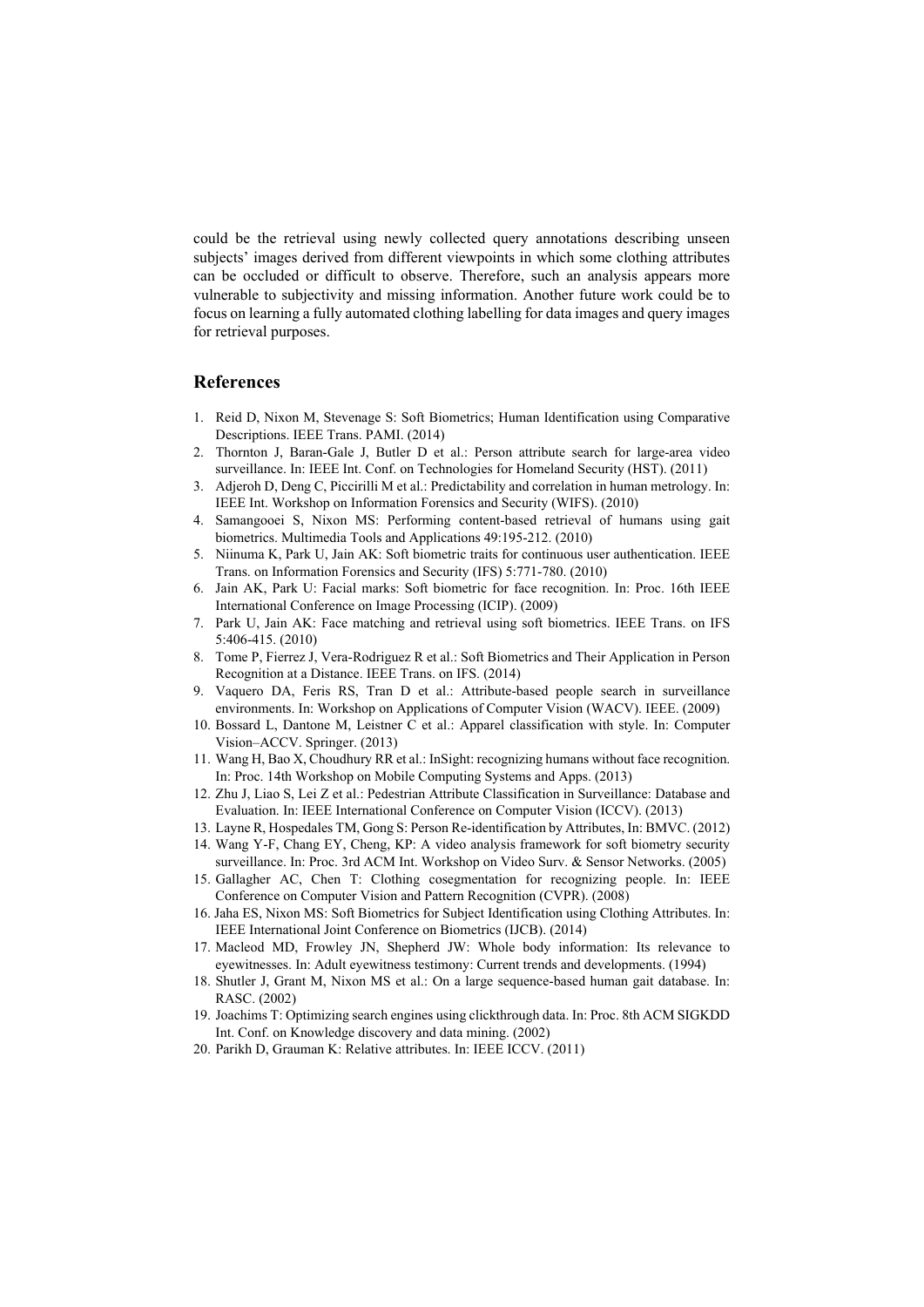could be the retrieval using newly collected query annotations describing unseen subjects' images derived from different viewpoints in which some clothing attributes can be occluded or difficult to observe. Therefore, such an analysis appears more vulnerable to subjectivity and missing information. Another future work could be to focus on learning a fully automated clothing labelling for data images and query images for retrieval purposes.

## References

1. Reid D, Nixon M, Stevenage S: Soft Biometrics; Human Identification using Comparative Descriptions. IEEE Trans. PAMI. (2014)
2. Thornton J, Baran-Gale J, Butler D et al.: Person attribute search for large-area video surveillance. In: IEEE Int. Conf. on Technologies for Homeland Security (HST). (2011)
3. Adjeroh D, Deng C, Piccirilli M et al.: Predictability and correlation in human metrology. In: IEEE Int. Workshop on Information Forensics and Security (WIFS). (2010)
4. Samangooei S, Nixon MS: Performing content-based retrieval of humans using gait biometrics. Multimedia Tools and Applications 49:195-212. (2010)
5. Niinuma K, Park U, Jain AK: Soft biometric traits for continuous user authentication. IEEE Trans. on Information Forensics and Security (IFS) 5:771-780. (2010)
6. Jain AK, Park U: Facial marks: Soft biometric for face recognition. In: Proc. 16th IEEE International Conference on Image Processing (ICIP). (2009)
7. Park U, Jain AK: Face matching and retrieval using soft biometrics. IEEE Trans. on IFS 5:406-415. (2010)
8. Tome P, Fierrez J, Vera-Rodriguez R et al.: Soft Biometrics and Their Application in Person Recognition at a Distance. IEEE Trans. on IFS. (2014)
9. Vaquero DA, Feris RS, Tran D et al.: Attribute-based people search in surveillance environments. In: Workshop on Applications of Computer Vision (WACV). IEEE. (2009)
10. Bossard L, Dantone M, Leistner C et al.: Apparel classification with style. In: Computer Vision–ACCV. Springer. (2013)
11. Wang H, Bao X, Choudhury RR et al.: InSight: recognizing humans without face recognition. In: Proc. 14th Workshop on Mobile Computing Systems and Apps. (2013)
12. Zhu J, Liao S, Lei Z et al.: Pedestrian Attribute Classification in Surveillance: Database and Evaluation. In: IEEE International Conference on Computer Vision (ICCV). (2013)
13. Layne R, Hospedales TM, Gong S: Person Re-identification by Attributes, In: BMVC. (2012)
14. Wang Y-F, Chang EY, Cheng, KP: A video analysis framework for soft biometry security surveillance. In: Proc. 3rd ACM Int. Workshop on Video Surv. & Sensor Networks. (2005)
15. Gallagher AC, Chen T: Clothing cosegmentation for recognizing people. In: IEEE Conference on Computer Vision and Pattern Recognition (CVPR). (2008)
16. Jaha ES, Nixon MS: Soft Biometrics for Subject Identification using Clothing Attributes. In: IEEE International Joint Conference on Biometrics (IJCB). (2014)
17. Macleod MD, Frowley JN, Shepherd JW: Whole body information: Its relevance to eyewitnesses. In: Adult eyewitness testimony: Current trends and developments. (1994)
18. Shutler J, Grant M, Nixon MS et al.: On a large sequence-based human gait database. In: RASC. (2002)
19. Joachims T: Optimizing search engines using clickthrough data. In: Proc. 8th ACM SIGKDD Int. Conf. on Knowledge discovery and data mining. (2002)
20. Parikh D, Grauman K: Relative attributes. In: IEEE ICCV. (2011)